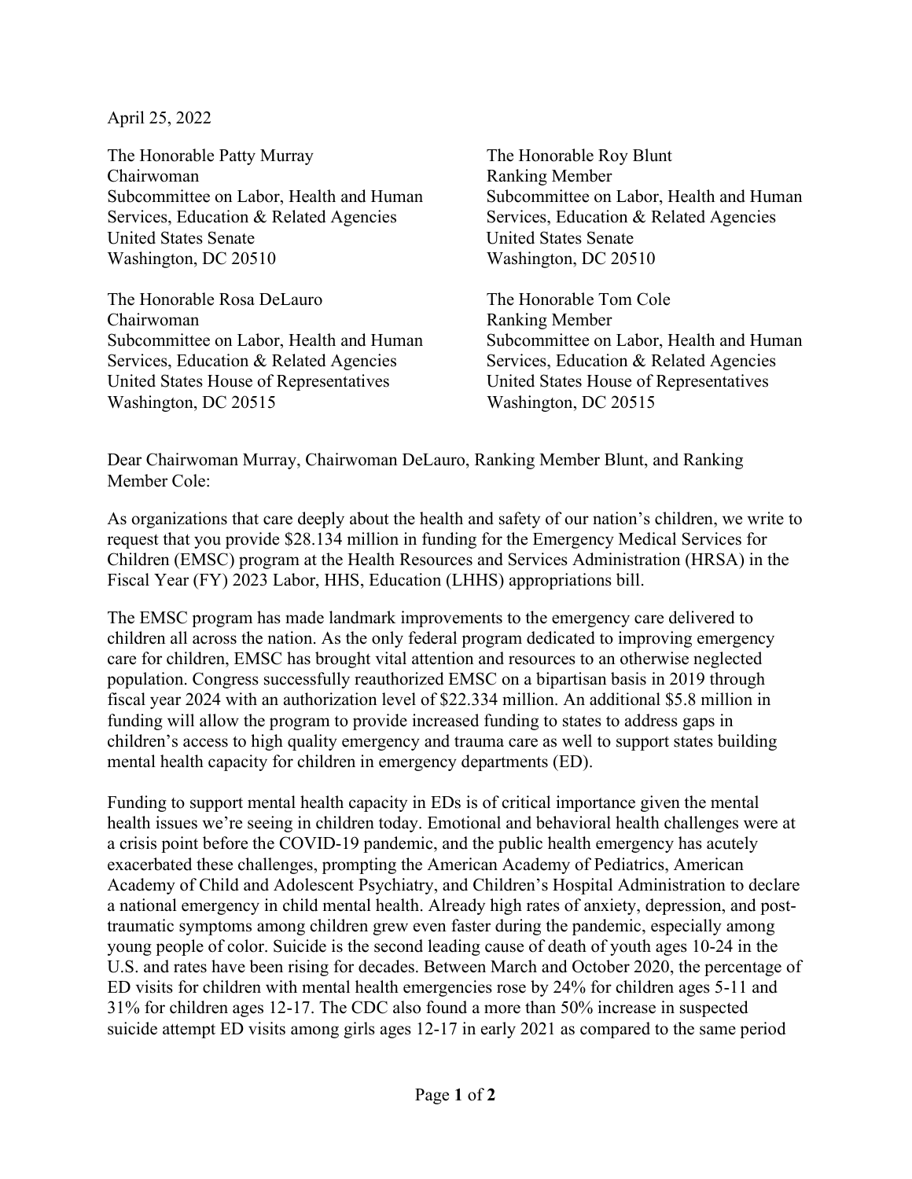April 25, 2022

The Honorable Patty Murray
Chairwoman
Subcommittee on Labor, Health and Human Services, Education & Related Agencies
United States Senate
Washington, DC 20510

The Honorable Roy Blunt
Ranking Member
Subcommittee on Labor, Health and Human Services, Education & Related Agencies
United States Senate
Washington, DC 20510

The Honorable Rosa DeLauro
Chairwoman
Subcommittee on Labor, Health and Human Services, Education & Related Agencies
United States House of Representatives
Washington, DC 20515

The Honorable Tom Cole
Ranking Member
Subcommittee on Labor, Health and Human Services, Education & Related Agencies
United States House of Representatives
Washington, DC 20515

Dear Chairwoman Murray, Chairwoman DeLauro, Ranking Member Blunt, and Ranking Member Cole:

As organizations that care deeply about the health and safety of our nation's children, we write to request that you provide $28.134 million in funding for the Emergency Medical Services for Children (EMSC) program at the Health Resources and Services Administration (HRSA) in the Fiscal Year (FY) 2023 Labor, HHS, Education (LHHS) appropriations bill.

The EMSC program has made landmark improvements to the emergency care delivered to children all across the nation. As the only federal program dedicated to improving emergency care for children, EMSC has brought vital attention and resources to an otherwise neglected population. Congress successfully reauthorized EMSC on a bipartisan basis in 2019 through fiscal year 2024 with an authorization level of $22.334 million. An additional $5.8 million in funding will allow the program to provide increased funding to states to address gaps in children's access to high quality emergency and trauma care as well to support states building mental health capacity for children in emergency departments (ED).

Funding to support mental health capacity in EDs is of critical importance given the mental health issues we're seeing in children today. Emotional and behavioral health challenges were at a crisis point before the COVID-19 pandemic, and the public health emergency has acutely exacerbated these challenges, prompting the American Academy of Pediatrics, American Academy of Child and Adolescent Psychiatry, and Children's Hospital Administration to declare a national emergency in child mental health. Already high rates of anxiety, depression, and post-traumatic symptoms among children grew even faster during the pandemic, especially among young people of color. Suicide is the second leading cause of death of youth ages 10-24 in the U.S. and rates have been rising for decades. Between March and October 2020, the percentage of ED visits for children with mental health emergencies rose by 24% for children ages 5-11 and 31% for children ages 12-17. The CDC also found a more than 50% increase in suspected suicide attempt ED visits among girls ages 12-17 in early 2021 as compared to the same period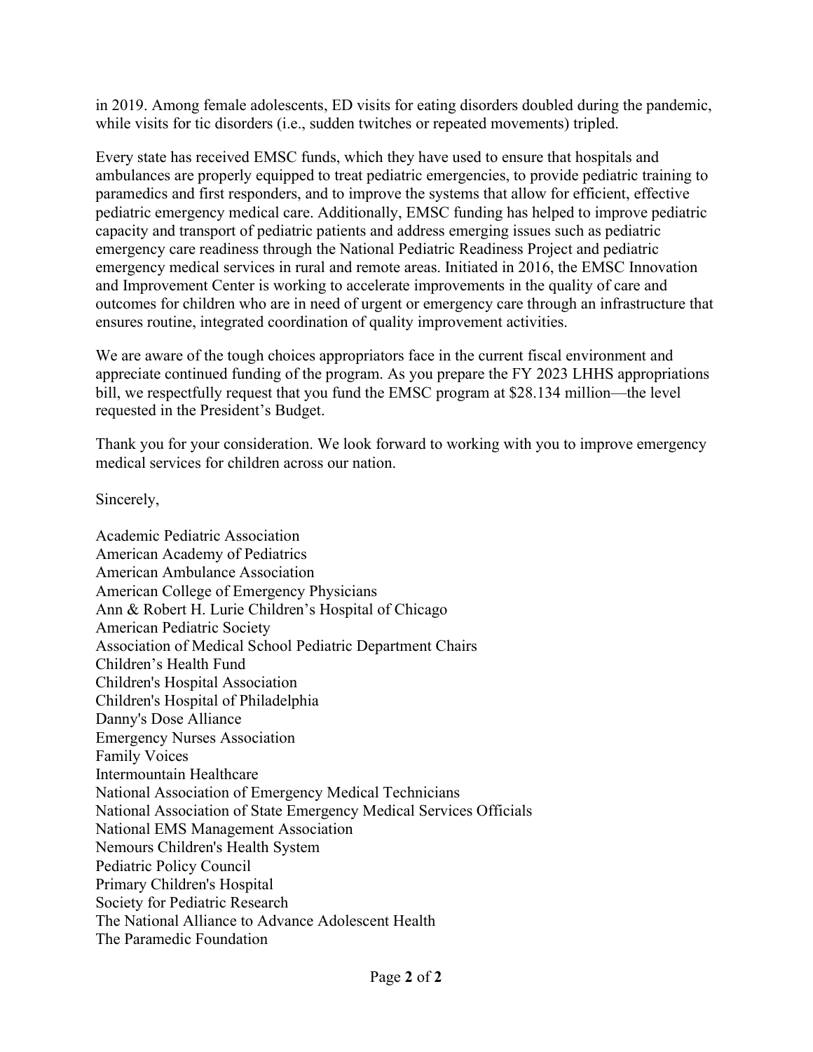in 2019. Among female adolescents, ED visits for eating disorders doubled during the pandemic, while visits for tic disorders (i.e., sudden twitches or repeated movements) tripled.

Every state has received EMSC funds, which they have used to ensure that hospitals and ambulances are properly equipped to treat pediatric emergencies, to provide pediatric training to paramedics and first responders, and to improve the systems that allow for efficient, effective pediatric emergency medical care. Additionally, EMSC funding has helped to improve pediatric capacity and transport of pediatric patients and address emerging issues such as pediatric emergency care readiness through the National Pediatric Readiness Project and pediatric emergency medical services in rural and remote areas. Initiated in 2016, the EMSC Innovation and Improvement Center is working to accelerate improvements in the quality of care and outcomes for children who are in need of urgent or emergency care through an infrastructure that ensures routine, integrated coordination of quality improvement activities.

We are aware of the tough choices appropriators face in the current fiscal environment and appreciate continued funding of the program. As you prepare the FY 2023 LHHS appropriations bill, we respectfully request that you fund the EMSC program at $28.134 million—the level requested in the President's Budget.

Thank you for your consideration. We look forward to working with you to improve emergency medical services for children across our nation.

Sincerely,

Academic Pediatric Association
American Academy of Pediatrics
American Ambulance Association
American College of Emergency Physicians
Ann & Robert H. Lurie Children's Hospital of Chicago
American Pediatric Society
Association of Medical School Pediatric Department Chairs
Children's Health Fund
Children's Hospital Association
Children's Hospital of Philadelphia
Danny's Dose Alliance
Emergency Nurses Association
Family Voices
Intermountain Healthcare
National Association of Emergency Medical Technicians
National Association of State Emergency Medical Services Officials
National EMS Management Association
Nemours Children's Health System
Pediatric Policy Council
Primary Children's Hospital
Society for Pediatric Research
The National Alliance to Advance Adolescent Health
The Paramedic Foundation